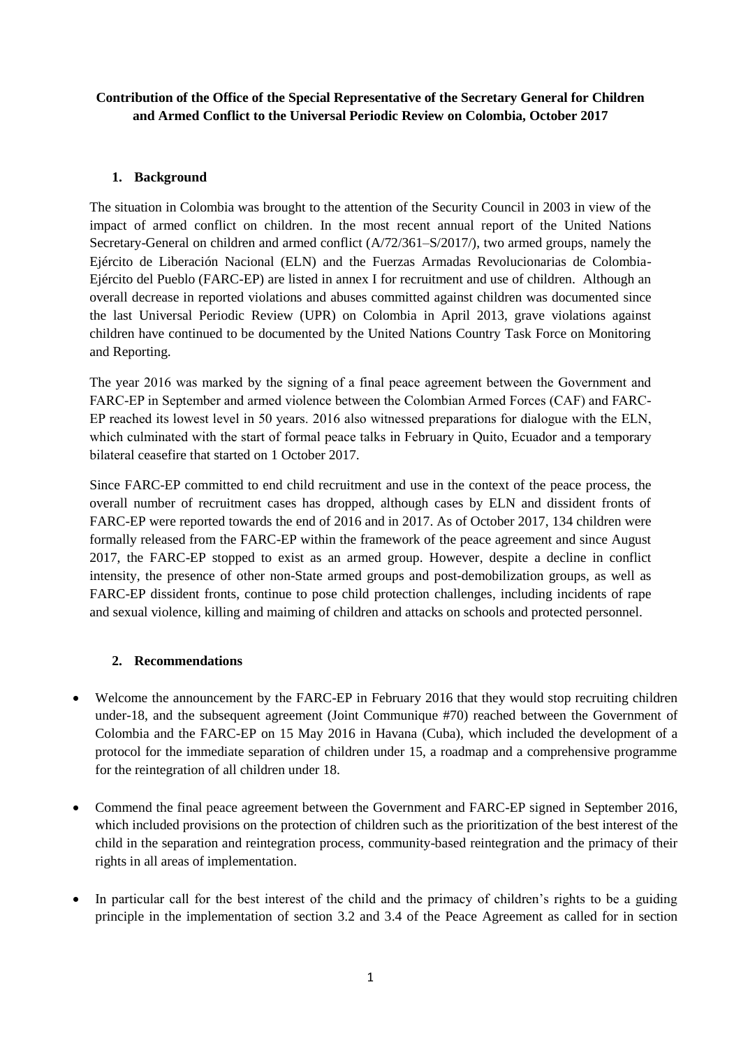**Contribution of the Office of the Special Representative of the Secretary General for Children and Armed Conflict to the Universal Periodic Review on Colombia, October 2017**

## 1. Background

The situation in Colombia was brought to the attention of the Security Council in 2003 in view of the impact of armed conflict on children. In the most recent annual report of the United Nations Secretary-General on children and armed conflict (A/72/361–S/2017/), two armed groups, namely the Ejército de Liberación Nacional (ELN) and the Fuerzas Armadas Revolucionarias de Colombia-Ejército del Pueblo (FARC-EP) are listed in annex I for recruitment and use of children. Although an overall decrease in reported violations and abuses committed against children was documented since the last Universal Periodic Review (UPR) on Colombia in April 2013, grave violations against children have continued to be documented by the United Nations Country Task Force on Monitoring and Reporting.

The year 2016 was marked by the signing of a final peace agreement between the Government and FARC-EP in September and armed violence between the Colombian Armed Forces (CAF) and FARC-EP reached its lowest level in 50 years. 2016 also witnessed preparations for dialogue with the ELN, which culminated with the start of formal peace talks in February in Quito, Ecuador and a temporary bilateral ceasefire that started on 1 October 2017.

Since FARC-EP committed to end child recruitment and use in the context of the peace process, the overall number of recruitment cases has dropped, although cases by ELN and dissident fronts of FARC-EP were reported towards the end of 2016 and in 2017. As of October 2017, 134 children were formally released from the FARC-EP within the framework of the peace agreement and since August 2017, the FARC-EP stopped to exist as an armed group. However, despite a decline in conflict intensity, the presence of other non-State armed groups and post-demobilization groups, as well as FARC-EP dissident fronts, continue to pose child protection challenges, including incidents of rape and sexual violence, killing and maiming of children and attacks on schools and protected personnel.

## 2. Recommendations

- Welcome the announcement by the FARC-EP in February 2016 that they would stop recruiting children under-18, and the subsequent agreement (Joint Communique #70) reached between the Government of Colombia and the FARC-EP on 15 May 2016 in Havana (Cuba), which included the development of a protocol for the immediate separation of children under 15, a roadmap and a comprehensive programme for the reintegration of all children under 18.
- Commend the final peace agreement between the Government and FARC-EP signed in September 2016, which included provisions on the protection of children such as the prioritization of the best interest of the child in the separation and reintegration process, community-based reintegration and the primacy of their rights in all areas of implementation.
- In particular call for the best interest of the child and the primacy of children's rights to be a guiding principle in the implementation of section 3.2 and 3.4 of the Peace Agreement as called for in section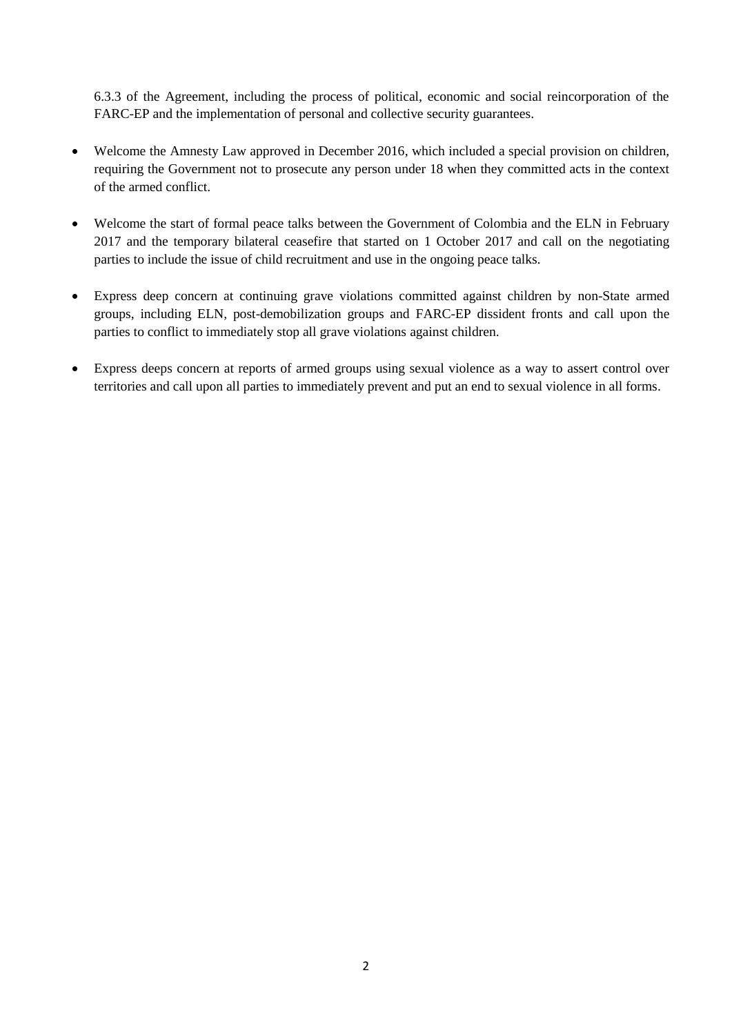6.3.3 of the Agreement, including the process of political, economic and social reincorporation of the FARC-EP and the implementation of personal and collective security guarantees.

- Welcome the Amnesty Law approved in December 2016, which included a special provision on children, requiring the Government not to prosecute any person under 18 when they committed acts in the context of the armed conflict.
- Welcome the start of formal peace talks between the Government of Colombia and the ELN in February 2017 and the temporary bilateral ceasefire that started on 1 October 2017 and call on the negotiating parties to include the issue of child recruitment and use in the ongoing peace talks.
- Express deep concern at continuing grave violations committed against children by non-State armed groups, including ELN, post-demobilization groups and FARC-EP dissident fronts and call upon the parties to conflict to immediately stop all grave violations against children.
- Express deeps concern at reports of armed groups using sexual violence as a way to assert control over territories and call upon all parties to immediately prevent and put an end to sexual violence in all forms.